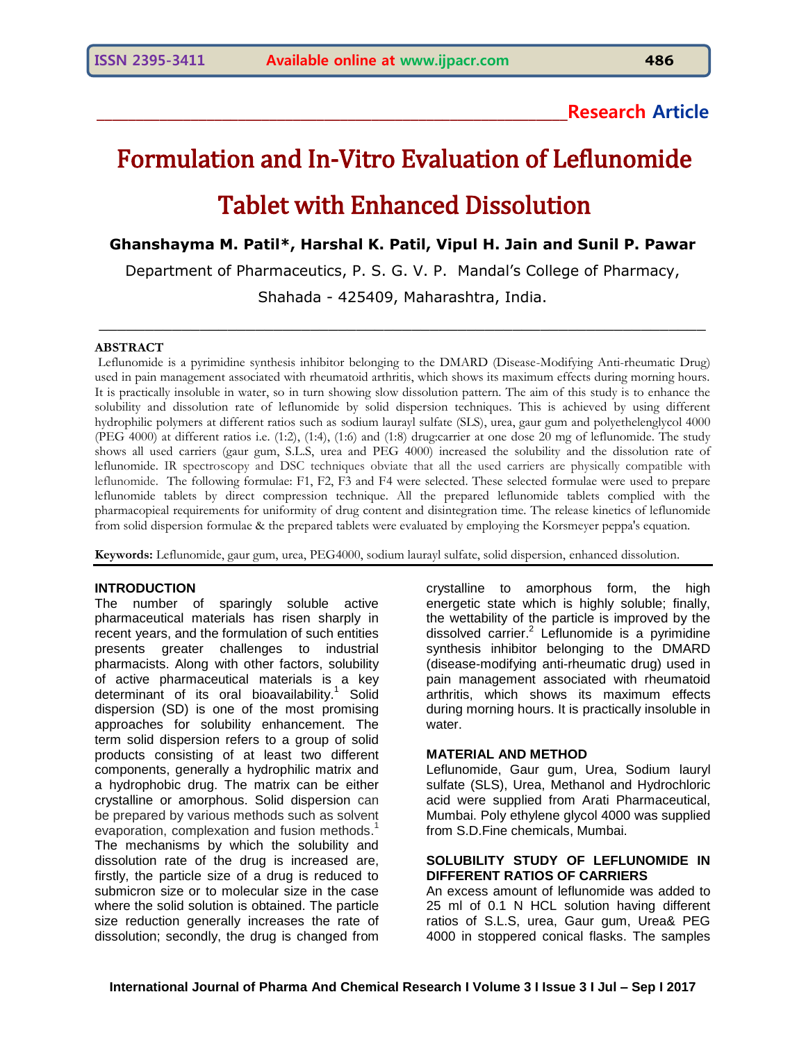Research Article

# Formulation and In-Vitro Evaluation of Leflunomide Tablet with Enhanced Dissolution

**Ghanshayma M. Patil*, Harshal K. Patil, Vipul H. Jain and Sunil P. Pawar**

Department of Pharmaceutics, P. S. G. V. P. Mandal's College of Pharmacy, Shahada - 425409, Maharashtra, India.

## ABSTRACT

Leflunomide is a pyrimidine synthesis inhibitor belonging to the DMARD (Disease-Modifying Anti-rheumatic Drug) used in pain management associated with rheumatoid arthritis, which shows its maximum effects during morning hours. It is practically insoluble in water, so in turn showing slow dissolution pattern. The aim of this study is to enhance the solubility and dissolution rate of leflunomide by solid dispersion techniques. This is achieved by using different hydrophilic polymers at different ratios such as sodium lauryl sulfate (SLS), urea, gaur gum and polyethelenglycol 4000 (PEG 4000) at different ratios i.e. (1:2), (1:4), (1:6) and (1:8) drug:carrier at one dose 20 mg of leflunomide. The study shows all used carriers (gaur gum, S.L.S, urea and PEG 4000) increased the solubility and the dissolution rate of leflunomide. IR spectroscopy and DSC techniques obviate that all the used carriers are physically compatible with leflunomide. The following formulae: F1, F2, F3 and F4 were selected. These selected formulae were used to prepare leflunomide tablets by direct compression technique. All the prepared leflunomide tablets complied with the pharmacopeial requirements for uniformity of drug content and disintegration time. The release kinetics of leflunomide from solid dispersion formulae & the prepared tablets were evaluated by employing the Korsmeyer peppa's equation.

**Keywords:** Leflunomide, gaur gum, urea, PEG4000, sodium lauryl sulfate, solid dispersion, enhanced dissolution.

## INTRODUCTION

The number of sparingly soluble active pharmaceutical materials has risen sharply in recent years, and the formulation of such entities presents greater challenges to industrial pharmacists. Along with other factors, solubility of active pharmaceutical materials is a key determinant of its oral bioavailability.[1] Solid dispersion (SD) is one of the most promising approaches for solubility enhancement. The term solid dispersion refers to a group of solid products consisting of at least two different components, generally a hydrophilic matrix and a hydrophobic drug. The matrix can be either crystalline or amorphous. Solid dispersion can be prepared by various methods such as solvent evaporation, complexation and fusion methods.[1] The mechanisms by which the solubility and dissolution rate of the drug is increased are, firstly, the particle size of a drug is reduced to submicron size or to molecular size in the case where the solid solution is obtained. The particle size reduction generally increases the rate of dissolution; secondly, the drug is changed from crystalline to amorphous form, the high energetic state which is highly soluble; finally, the wettability of the particle is improved by the dissolved carrier.[2] Leflunomide is a pyrimidine synthesis inhibitor belonging to the DMARD (disease-modifying anti-rheumatic drug) used in pain management associated with rheumatoid arthritis, which shows its maximum effects during morning hours. It is practically insoluble in water.

## MATERIAL AND METHOD

Leflunomide, Gaur gum, Urea, Sodium lauryl sulfate (SLS), Urea, Methanol and Hydrochloric acid were supplied from Arati Pharmaceutical, Mumbai. Poly ethylene glycol 4000 was supplied from S.D.Fine chemicals, Mumbai.

## SOLUBILITY STUDY OF LEFLUNOMIDE IN DIFFERENT RATIOS OF CARRIERS

An excess amount of leflunomide was added to 25 ml of 0.1 N HCL solution having different ratios of S.L.S, urea, Gaur gum, Urea& PEG 4000 in stoppered conical flasks. The samples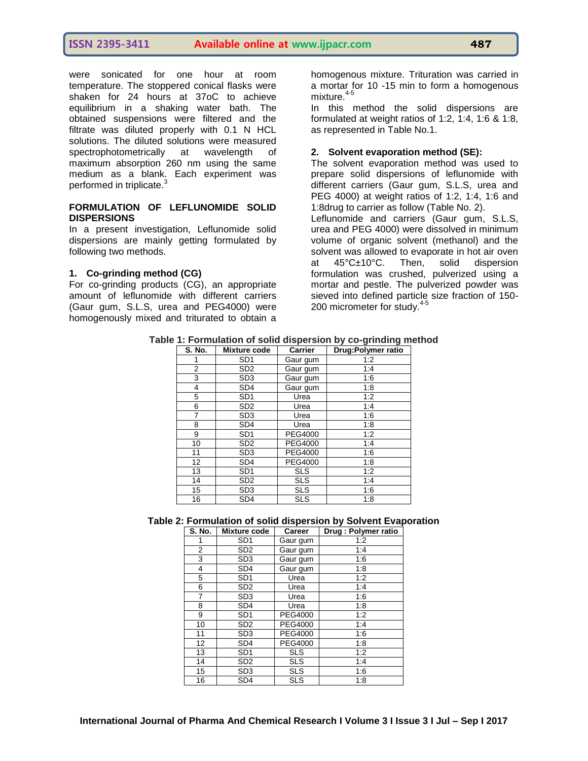were sonicated for one hour at room temperature. The stoppered conical flasks were shaken for 24 hours at 37oC to achieve equilibrium in a shaking water bath. The obtained suspensions were filtered and the filtrate was diluted properly with 0.1 N HCL solutions. The diluted solutions were measured spectrophotometrically at wavelength of maximum absorption 260 nm using the same medium as a blank. Each experiment was performed in triplicate.[3]

## FORMULATION OF LEFLUNOMIDE SOLID DISPERSIONS

In a present investigation, Leflunomide solid dispersions are mainly getting formulated by following two methods.

### 1. Co-grinding method (CG)

For co-grinding products (CG), an appropriate amount of leflunomide with different carriers (Gaur gum, S.L.S, urea and PEG4000) were homogenously mixed and triturated to obtain a homogenous mixture. Trituration was carried in a mortar for 10 -15 min to form a homogenous mixture.[4-5]

In this method the solid dispersions are formulated at weight ratios of 1:2, 1:4, 1:6 & 1:8, as represented in Table No.1.

### 2. Solvent evaporation method (SE):

The solvent evaporation method was used to prepare solid dispersions of leflunomide with different carriers (Gaur gum, S.L.S, urea and PEG 4000) at weight ratios of 1:2, 1:4, 1:6 and 1:8drug to carrier as follow (Table No. 2).

Leflunomide and carriers (Gaur gum, S.L.S, urea and PEG 4000) were dissolved in minimum volume of organic solvent (methanol) and the solvent was allowed to evaporate in hot air oven at 45°C±10°C. Then, solid dispersion formulation was crushed, pulverized using a mortar and pestle. The pulverized powder was sieved into defined particle size fraction of 150-200 micrometer for study.[4-5]

**Table 1: Formulation of solid dispersion by co-grinding method**

| S. No. | Mixture code | Carrier | Drug:Polymer ratio |
|---|---|---|---|
| 1 | SD1 | Gaur gum | 1:2 |
| 2 | SD2 | Gaur gum | 1:4 |
| 3 | SD3 | Gaur gum | 1:6 |
| 4 | SD4 | Gaur gum | 1:8 |
| 5 | SD1 | Urea | 1:2 |
| 6 | SD2 | Urea | 1:4 |
| 7 | SD3 | Urea | 1:6 |
| 8 | SD4 | Urea | 1:8 |
| 9 | SD1 | PEG4000 | 1:2 |
| 10 | SD2 | PEG4000 | 1:4 |
| 11 | SD3 | PEG4000 | 1:6 |
| 12 | SD4 | PEG4000 | 1:8 |
| 13 | SD1 | SLS | 1:2 |
| 14 | SD2 | SLS | 1:4 |
| 15 | SD3 | SLS | 1:6 |
| 16 | SD4 | SLS | 1:8 |

**Table 2: Formulation of solid dispersion by Solvent Evaporation**

| S. No. | Mixture code | Career | Drug : Polymer ratio |
|---|---|---|---|
| 1 | SD1 | Gaur gum | 1:2 |
| 2 | SD2 | Gaur gum | 1:4 |
| 3 | SD3 | Gaur gum | 1:6 |
| 4 | SD4 | Gaur gum | 1:8 |
| 5 | SD1 | Urea | 1:2 |
| 6 | SD2 | Urea | 1:4 |
| 7 | SD3 | Urea | 1:6 |
| 8 | SD4 | Urea | 1:8 |
| 9 | SD1 | PEG4000 | 1:2 |
| 10 | SD2 | PEG4000 | 1:4 |
| 11 | SD3 | PEG4000 | 1:6 |
| 12 | SD4 | PEG4000 | 1:8 |
| 13 | SD1 | SLS | 1:2 |
| 14 | SD2 | SLS | 1:4 |
| 15 | SD3 | SLS | 1:6 |
| 16 | SD4 | SLS | 1:8 |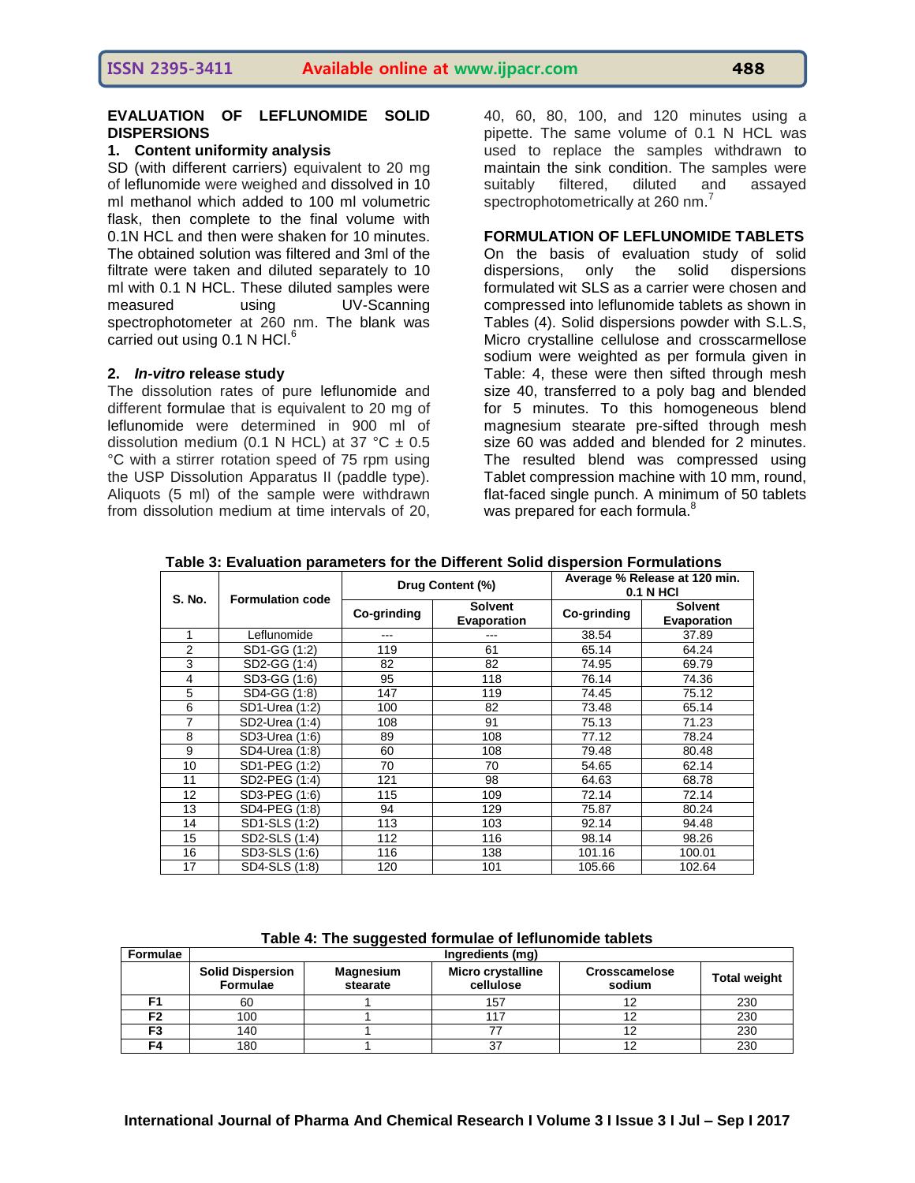## EVALUATION OF LEFLUNOMIDE SOLID DISPERSIONS

### 1. Content uniformity analysis

SD (with different carriers) equivalent to 20 mg of leflunomide were weighed and dissolved in 10 ml methanol which added to 100 ml volumetric flask, then complete to the final volume with 0.1N HCL and then were shaken for 10 minutes. The obtained solution was filtered and 3ml of the filtrate were taken and diluted separately to 10 ml with 0.1 N HCL. These diluted samples were measured using UV-Scanning spectrophotometer at 260 nm. The blank was carried out using 0.1 N HCl.[6]

### 2. *In-vitro* release study

The dissolution rates of pure leflunomide and different formulae that is equivalent to 20 mg of leflunomide were determined in 900 ml of dissolution medium (0.1 N HCL) at 37 °C ± 0.5 °C with a stirrer rotation speed of 75 rpm using the USP Dissolution Apparatus II (paddle type). Aliquots (5 ml) of the sample were withdrawn from dissolution medium at time intervals of 20, 40, 60, 80, 100, and 120 minutes using a pipette. The same volume of 0.1 N HCL was used to replace the samples withdrawn to maintain the sink condition. The samples were suitably filtered, diluted and assayed spectrophotometrically at 260 nm.[7]

## FORMULATION OF LEFLUNOMIDE TABLETS

On the basis of evaluation study of solid dispersions, only the solid dispersions formulated wit SLS as a carrier were chosen and compressed into leflunomide tablets as shown in Tables (4). Solid dispersions powder with S.L.S, Micro crystalline cellulose and crosscarmellose sodium were weighted as per formula given in Table: 4, these were then sifted through mesh size 40, transferred to a poly bag and blended for 5 minutes. To this homogeneous blend magnesium stearate pre-sifted through mesh size 60 was added and blended for 2 minutes. The resulted blend was compressed using Tablet compression machine with 10 mm, round, flat-faced single punch. A minimum of 50 tablets was prepared for each formula.[8]

**Table 3: Evaluation parameters for the Different Solid dispersion Formulations**

| S. No. | Formulation code | Drug Content (%) | | Average % Release at 120 min. 0.1 N HCl | |
|---|---|---|---|---|---|
| | | Co-grinding | Solvent Evaporation | Co-grinding | Solvent Evaporation |
| 1 | Leflunomide | --- | --- | 38.54 | 37.89 |
| 2 | SD1-GG (1:2) | 119 | 61 | 65.14 | 64.24 |
| 3 | SD2-GG (1:4) | 82 | 82 | 74.95 | 69.79 |
| 4 | SD3-GG (1:6) | 95 | 118 | 76.14 | 74.36 |
| 5 | SD4-GG (1:8) | 147 | 119 | 74.45 | 75.12 |
| 6 | SD1-Urea (1:2) | 100 | 82 | 73.48 | 65.14 |
| 7 | SD2-Urea (1:4) | 108 | 91 | 75.13 | 71.23 |
| 8 | SD3-Urea (1:6) | 89 | 108 | 77.12 | 78.24 |
| 9 | SD4-Urea (1:8) | 60 | 108 | 79.48 | 80.48 |
| 10 | SD1-PEG (1:2) | 70 | 70 | 54.65 | 62.14 |
| 11 | SD2-PEG (1:4) | 121 | 98 | 64.63 | 68.78 |
| 12 | SD3-PEG (1:6) | 115 | 109 | 72.14 | 72.14 |
| 13 | SD4-PEG (1:8) | 94 | 129 | 75.87 | 80.24 |
| 14 | SD1-SLS (1:2) | 113 | 103 | 92.14 | 94.48 |
| 15 | SD2-SLS (1:4) | 112 | 116 | 98.14 | 98.26 |
| 16 | SD3-SLS (1:6) | 116 | 138 | 101.16 | 100.01 |
| 17 | SD4-SLS (1:8) | 120 | 101 | 105.66 | 102.64 |

**Table 4: The suggested formulae of leflunomide tablets**

| Formulae | Ingredients (mg) | | | | |
|---|---|---|---|---|---|
| | Solid Dispersion Formulae | Magnesium stearate | Micro crystalline cellulose | Crosscamelose sodium | Total weight |
| **F1** | 60 | 1 | 157 | 12 | 230 |
| **F2** | 100 | 1 | 117 | 12 | 230 |
| **F3** | 140 | 1 | 77 | 12 | 230 |
| **F4** | 180 | 1 | 37 | 12 | 230 |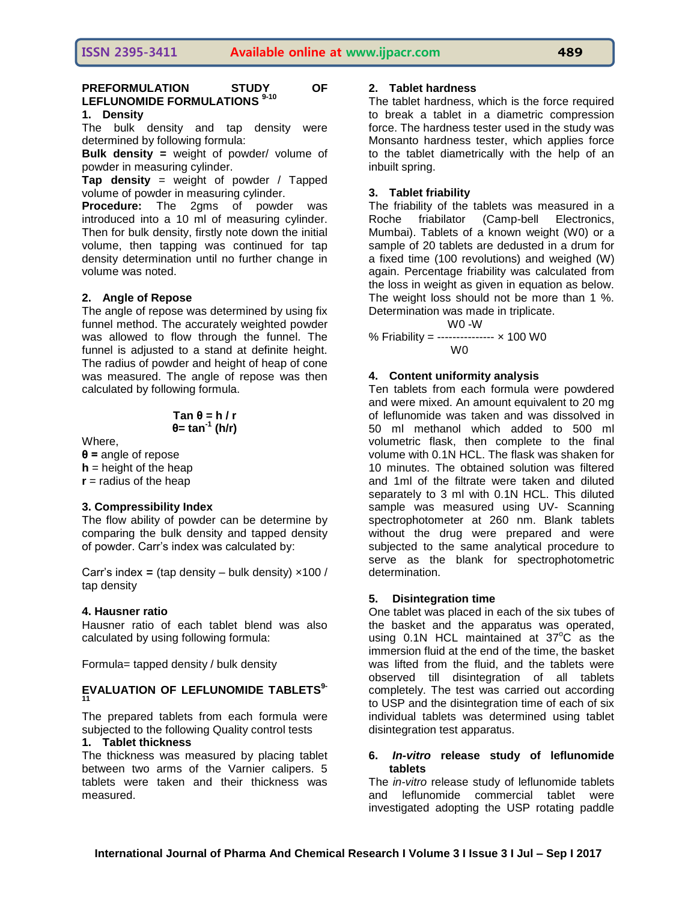## PREFORMULATION STUDY OF LEFLUNOMIDE FORMULATIONS [9-10]

### 1. Density

The bulk density and tap density were determined by following formula:

**Bulk density =** weight of powder/ volume of powder in measuring cylinder.

**Tap density** = weight of powder / Tapped volume of powder in measuring cylinder.

**Procedure:** The 2gms of powder was introduced into a 10 ml of measuring cylinder. Then for bulk density, firstly note down the initial volume, then tapping was continued for tap density determination until no further change in volume was noted.

### 2. Angle of Repose

The angle of repose was determined by using fix funnel method. The accurately weighted powder was allowed to flow through the funnel. The funnel is adjusted to a stand at definite height. The radius of powder and height of heap of cone was measured. The angle of repose was then calculated by following formula.

$$\tan \theta = h / r$$

$$\theta = \tan^{-1} (h/r)$$

Where,

**θ =** angle of repose

**h** = height of the heap

**r** = radius of the heap

### 3. Compressibility Index

The flow ability of powder can be determine by comparing the bulk density and tapped density of powder. Carr's index was calculated by:

Carr's index **=** (tap density – bulk density) ×100 / tap density

### 4. Hausner ratio

Hausner ratio of each tablet blend was also calculated by using following formula:

Formula= tapped density / bulk density

## EVALUATION OF LEFLUNOMIDE TABLETS [9-11]

The prepared tablets from each formula were subjected to the following Quality control tests

### 1. Tablet thickness

The thickness was measured by placing tablet between two arms of the Varnier calipers. 5 tablets were taken and their thickness was measured.

### 2. Tablet hardness

The tablet hardness, which is the force required to break a tablet in a diametric compression force. The hardness tester used in the study was Monsanto hardness tester, which applies force to the tablet diametrically with the help of an inbuilt spring.

### 3. Tablet friability

The friability of the tablets was measured in a Roche friabilator (Camp-bell Electronics, Mumbai). Tablets of a known weight (W0) or a sample of 20 tablets are dedusted in a drum for a fixed time (100 revolutions) and weighed (W) again. Percentage friability was calculated from the loss in weight as given in equation as below. The weight loss should not be more than 1 %. Determination was made in triplicate.

$$\% \text{ Friability} = \frac{W0 - W}{W0} \times 100$$

### 4. Content uniformity analysis

Ten tablets from each formula were powdered and were mixed. An amount equivalent to 20 mg of leflunomide was taken and was dissolved in 50 ml methanol which added to 500 ml volumetric flask, then complete to the final volume with 0.1N HCL. The flask was shaken for 10 minutes. The obtained solution was filtered and 1ml of the filtrate were taken and diluted separately to 3 ml with 0.1N HCL. This diluted sample was measured using UV- Scanning spectrophotometer at 260 nm. Blank tablets without the drug were prepared and were subjected to the same analytical procedure to serve as the blank for spectrophotometric determination.

### 5. Disintegration time

One tablet was placed in each of the six tubes of the basket and the apparatus was operated, using 0.1N HCL maintained at 37°C as the immersion fluid at the end of the time, the basket was lifted from the fluid, and the tablets were observed till disintegration of all tablets completely. The test was carried out according to USP and the disintegration time of each of six individual tablets was determined using tablet disintegration test apparatus.

### 6. *In-vitro* release study of leflunomide tablets

The *in-vitro* release study of leflunomide tablets and leflunomide commercial tablet were investigated adopting the USP rotating paddle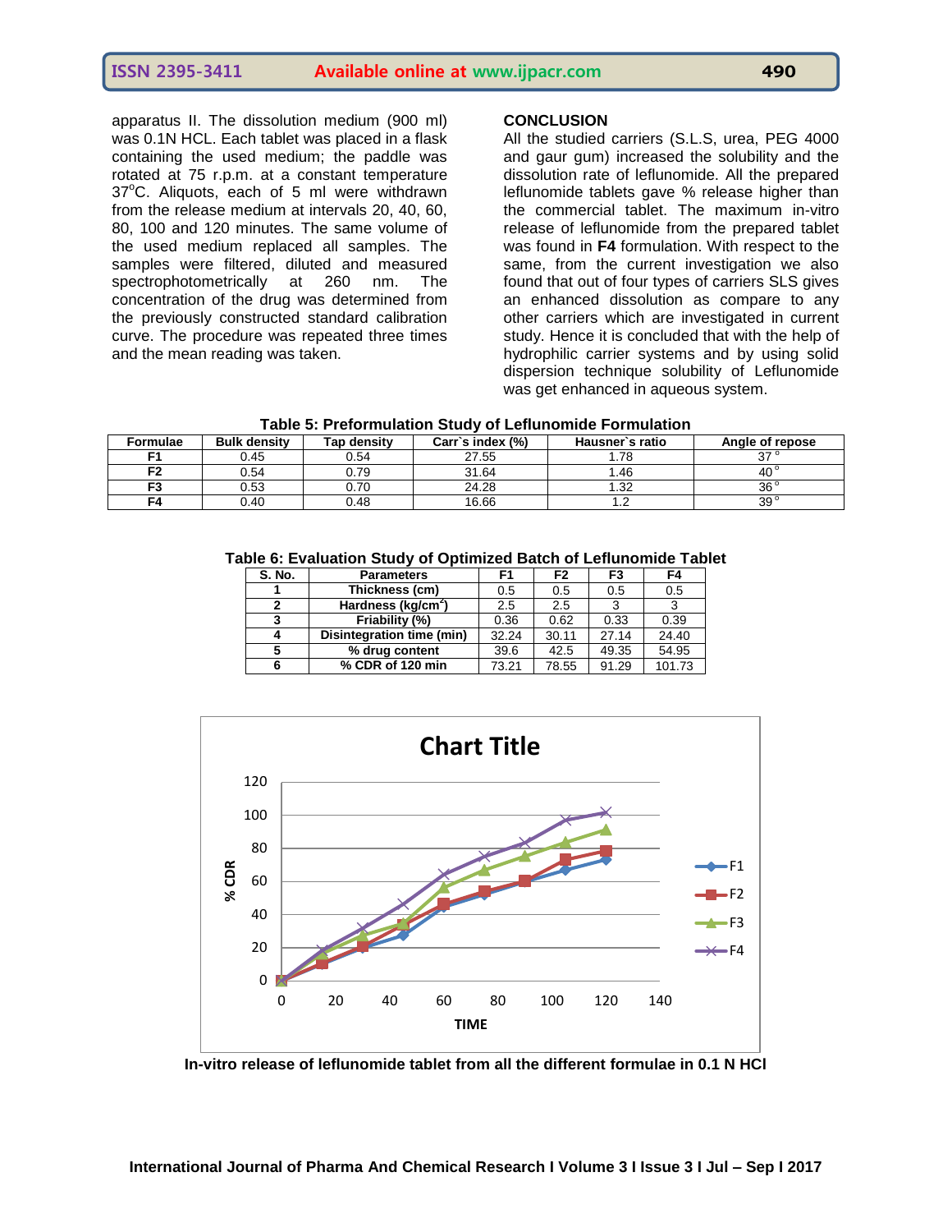apparatus II. The dissolution medium (900 ml) was 0.1N HCL. Each tablet was placed in a flask containing the used medium; the paddle was rotated at 75 r.p.m. at a constant temperature 37$^{o}$C. Aliquots, each of 5 ml were withdrawn from the release medium at intervals 20, 40, 60, 80, 100 and 120 minutes. The same volume of the used medium replaced all samples. The samples were filtered, diluted and measured spectrophotometrically at 260 nm. The concentration of the drug was determined from the previously constructed standard calibration curve. The procedure was repeated three times and the mean reading was taken.

## CONCLUSION

All the studied carriers (S.L.S, urea, PEG 4000 and gaur gum) increased the solubility and the dissolution rate of leflunomide. All the prepared leflunomide tablets gave % release higher than the commercial tablet. The maximum in-vitro release of leflunomide from the prepared tablet was found in **F4** formulation. With respect to the same, from the current investigation we also found that out of four types of carriers SLS gives an enhanced dissolution as compare to any other carriers which are investigated in current study. Hence it is concluded that with the help of hydrophilic carrier systems and by using solid dispersion technique solubility of Leflunomide was get enhanced in aqueous system.

**Table 5: Preformulation Study of Leflunomide Formulation**

| Formulae | Bulk density | Tap density | Carr`s index (%) | Hausner`s ratio | Angle of repose |
|---|---|---|---|---|---|
| F1 | 0.45 | 0.54 | 27.55 | 1.78 | 37° |
| F2 | 0.54 | 0.79 | 31.64 | 1.46 | 40° |
| F3 | 0.53 | 0.70 | 24.28 | 1.32 | 36° |
| F4 | 0.40 | 0.48 | 16.66 | 1.2 | 39° |

**Table 6: Evaluation Study of Optimized Batch of Leflunomide Tablet**

| S. No. | Parameters | F1 | F2 | F3 | F4 |
|---|---|---|---|---|---|
| 1 | Thickness (cm) | 0.5 | 0.5 | 0.5 | 0.5 |
| 2 | Hardness (kg/cm$^2$) | 2.5 | 2.5 | 3 | 3 |
| 3 | Friability (%) | 0.36 | 0.62 | 0.33 | 0.39 |
| 4 | Disintegration time (min) | 32.24 | 30.11 | 27.14 | 24.40 |
| 5 | % drug content | 39.6 | 42.5 | 49.35 | 54.95 |
| 6 | % CDR of 120 min | 73.21 | 78.55 | 91.29 | 101.73 |

**In-vitro release of leflunomide tablet from all the different formulae in 0.1 N HCl**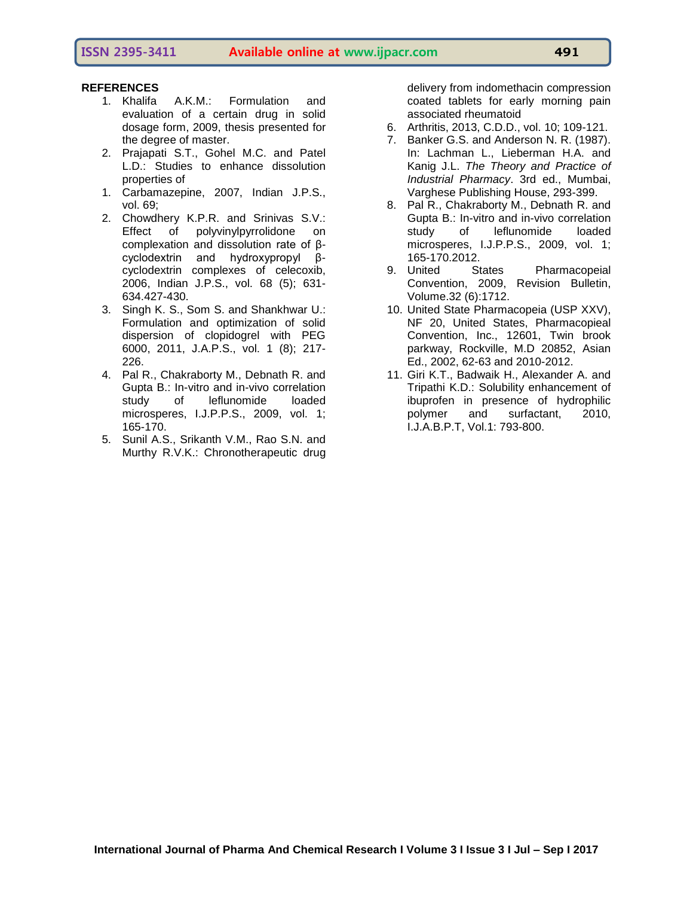**REFERENCES**

1. Khalifa A.K.M.: Formulation and evaluation of a certain drug in solid dosage form, 2009, thesis presented for the degree of master.
2. Prajapati S.T., Gohel M.C. and Patel L.D.: Studies to enhance dissolution properties of
1. Carbamazepine, 2007, Indian J.P.S., vol. 69;
2. Chowdhery K.P.R. and Srinivas S.V.: Effect of polyvinylpyrrolidone on complexation and dissolution rate of β-cyclodextrin and hydroxypropyl β-cyclodextrin complexes of celecoxib, 2006, Indian J.P.S., vol. 68 (5); 631-634.427-430.
3. Singh K. S., Som S. and Shankhwar U.: Formulation and optimization of solid dispersion of clopidogrel with PEG 6000, 2011, J.A.P.S., vol. 1 (8); 217-226.
4. Pal R., Chakraborty M., Debnath R. and Gupta B.: In-vitro and in-vivo correlation study of leflunomide loaded microsperes, I.J.P.P.S., 2009, vol. 1; 165-170.
5. Sunil A.S., Srikanth V.M., Rao S.N. and Murthy R.V.K.: Chronotherapeutic drug delivery from indomethacin compression coated tablets for early morning pain associated rheumatoid
6. Arthritis, 2013, C.D.D., vol. 10; 109-121.
7. Banker G.S. and Anderson N. R. (1987). In: Lachman L., Lieberman H.A. and Kanig J.L. *The Theory and Practice of Industrial Pharmacy*. 3rd ed., Mumbai, Varghese Publishing House, 293-399.
8. Pal R., Chakraborty M., Debnath R. and Gupta B.: In-vitro and in-vivo correlation study of leflunomide loaded microsperes, I.J.P.P.S., 2009, vol. 1; 165-170.2012.
9. United States Pharmacopeial Convention, 2009, Revision Bulletin, Volume.32 (6):1712.
10. United State Pharmacopeia (USP XXV), NF 20, United States, Pharmacopieal Convention, Inc., 12601, Twin brook parkway, Rockville, M.D 20852, Asian Ed., 2002, 62-63 and 2010-2012.
11. Giri K.T., Badwaik H., Alexander A. and Tripathi K.D.: Solubility enhancement of ibuprofen in presence of hydrophilic polymer and surfactant, 2010, I.J.A.B.P.T, Vol.1: 793-800.